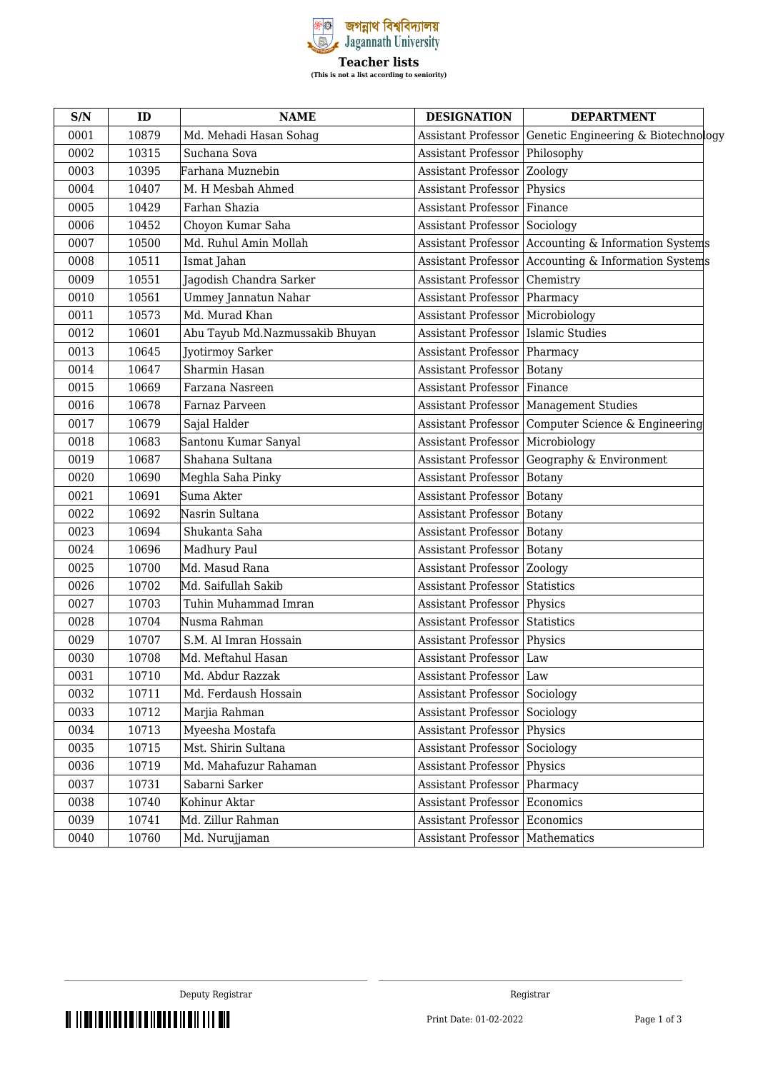জগন্নাথ বিশ্ববিদ্যালয়
Jagannath University

# Teacher lists

**(This is not a list according to seniority)**

| S/N | ID | NAME | DESIGNATION | DEPARTMENT |
|---|---|---|---|---|
| 0001 | 10879 | Md. Mehadi Hasan Sohag | Assistant Professor | Genetic Engineering & Biotechnology |
| 0002 | 10315 | Suchana Sova | Assistant Professor | Philosophy |
| 0003 | 10395 | Farhana Muznebin | Assistant Professor | Zoology |
| 0004 | 10407 | M. H Mesbah Ahmed | Assistant Professor | Physics |
| 0005 | 10429 | Farhan Shazia | Assistant Professor | Finance |
| 0006 | 10452 | Choyon Kumar Saha | Assistant Professor | Sociology |
| 0007 | 10500 | Md. Ruhul Amin Mollah | Assistant Professor | Accounting & Information Systems |
| 0008 | 10511 | Ismat Jahan | Assistant Professor | Accounting & Information Systems |
| 0009 | 10551 | Jagodish Chandra Sarker | Assistant Professor | Chemistry |
| 0010 | 10561 | Ummey Jannatun Nahar | Assistant Professor | Pharmacy |
| 0011 | 10573 | Md. Murad Khan | Assistant Professor | Microbiology |
| 0012 | 10601 | Abu Tayub Md.Nazmussakib Bhuyan | Assistant Professor | Islamic Studies |
| 0013 | 10645 | Jyotirmoy Sarker | Assistant Professor | Pharmacy |
| 0014 | 10647 | Sharmin Hasan | Assistant Professor | Botany |
| 0015 | 10669 | Farzana Nasreen | Assistant Professor | Finance |
| 0016 | 10678 | Farnaz Parveen | Assistant Professor | Management Studies |
| 0017 | 10679 | Sajal Halder | Assistant Professor | Computer Science & Engineering |
| 0018 | 10683 | Santonu Kumar Sanyal | Assistant Professor | Microbiology |
| 0019 | 10687 | Shahana Sultana | Assistant Professor | Geography & Environment |
| 0020 | 10690 | Meghla Saha Pinky | Assistant Professor | Botany |
| 0021 | 10691 | Suma Akter | Assistant Professor | Botany |
| 0022 | 10692 | Nasrin Sultana | Assistant Professor | Botany |
| 0023 | 10694 | Shukanta Saha | Assistant Professor | Botany |
| 0024 | 10696 | Madhury Paul | Assistant Professor | Botany |
| 0025 | 10700 | Md. Masud Rana | Assistant Professor | Zoology |
| 0026 | 10702 | Md. Saifullah Sakib | Assistant Professor | Statistics |
| 0027 | 10703 | Tuhin Muhammad Imran | Assistant Professor | Physics |
| 0028 | 10704 | Nusma Rahman | Assistant Professor | Statistics |
| 0029 | 10707 | S.M. Al Imran Hossain | Assistant Professor | Physics |
| 0030 | 10708 | Md. Meftahul Hasan | Assistant Professor | Law |
| 0031 | 10710 | Md. Abdur Razzak | Assistant Professor | Law |
| 0032 | 10711 | Md. Ferdaush Hossain | Assistant Professor | Sociology |
| 0033 | 10712 | Marjia Rahman | Assistant Professor | Sociology |
| 0034 | 10713 | Myeesha Mostafa | Assistant Professor | Physics |
| 0035 | 10715 | Mst. Shirin Sultana | Assistant Professor | Sociology |
| 0036 | 10719 | Md. Mahafuzur Rahaman | Assistant Professor | Physics |
| 0037 | 10731 | Sabarni Sarker | Assistant Professor | Pharmacy |
| 0038 | 10740 | Kohinur Aktar | Assistant Professor | Economics |
| 0039 | 10741 | Md. Zillur Rahman | Assistant Professor | Economics |
| 0040 | 10760 | Md. Nurujjaman | Assistant Professor | Mathematics |

Deputy Registrar

Registrar

Print Date: 01-02-2022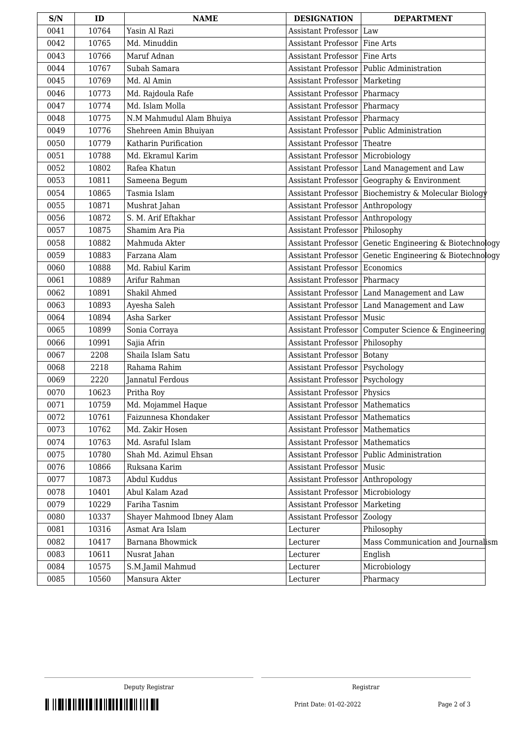| S/N | ID | NAME | DESIGNATION | DEPARTMENT |
|---|---|---|---|---|
| 0041 | 10764 | Yasin Al Razi | Assistant Professor | Law |
| 0042 | 10765 | Md. Minuddin | Assistant Professor | Fine Arts |
| 0043 | 10766 | Maruf Adnan | Assistant Professor | Fine Arts |
| 0044 | 10767 | Subah Samara | Assistant Professor | Public Administration |
| 0045 | 10769 | Md. Al Amin | Assistant Professor | Marketing |
| 0046 | 10773 | Md. Rajdoula Rafe | Assistant Professor | Pharmacy |
| 0047 | 10774 | Md. Islam Molla | Assistant Professor | Pharmacy |
| 0048 | 10775 | N.M Mahmudul Alam Bhuiya | Assistant Professor | Pharmacy |
| 0049 | 10776 | Shehreen Amin Bhuiyan | Assistant Professor | Public Administration |
| 0050 | 10779 | Katharin Purification | Assistant Professor | Theatre |
| 0051 | 10788 | Md. Ekramul Karim | Assistant Professor | Microbiology |
| 0052 | 10802 | Rafea Khatun | Assistant Professor | Land Management and Law |
| 0053 | 10811 | Sameena Begum | Assistant Professor | Geography & Environment |
| 0054 | 10865 | Tasmia Islam | Assistant Professor | Biochemistry & Molecular Biology |
| 0055 | 10871 | Mushrat Jahan | Assistant Professor | Anthropology |
| 0056 | 10872 | S. M. Arif Eftakhar | Assistant Professor | Anthropology |
| 0057 | 10875 | Shamim Ara Pia | Assistant Professor | Philosophy |
| 0058 | 10882 | Mahmuda Akter | Assistant Professor | Genetic Engineering & Biotechnology |
| 0059 | 10883 | Farzana Alam | Assistant Professor | Genetic Engineering & Biotechnology |
| 0060 | 10888 | Md. Rabiul Karim | Assistant Professor | Economics |
| 0061 | 10889 | Arifur Rahman | Assistant Professor | Pharmacy |
| 0062 | 10891 | Shakil Ahmed | Assistant Professor | Land Management and Law |
| 0063 | 10893 | Ayesha Saleh | Assistant Professor | Land Management and Law |
| 0064 | 10894 | Asha Sarker | Assistant Professor | Music |
| 0065 | 10899 | Sonia Corraya | Assistant Professor | Computer Science & Engineering |
| 0066 | 10991 | Sajia Afrin | Assistant Professor | Philosophy |
| 0067 | 2208 | Shaila Islam Satu | Assistant Professor | Botany |
| 0068 | 2218 | Rahama Rahim | Assistant Professor | Psychology |
| 0069 | 2220 | Jannatul Ferdous | Assistant Professor | Psychology |
| 0070 | 10623 | Pritha Roy | Assistant Professor | Physics |
| 0071 | 10759 | Md. Mojammel Haque | Assistant Professor | Mathematics |
| 0072 | 10761 | Faizunnesa Khondaker | Assistant Professor | Mathematics |
| 0073 | 10762 | Md. Zakir Hosen | Assistant Professor | Mathematics |
| 0074 | 10763 | Md. Asraful Islam | Assistant Professor | Mathematics |
| 0075 | 10780 | Shah Md. Azimul Ehsan | Assistant Professor | Public Administration |
| 0076 | 10866 | Ruksana Karim | Assistant Professor | Music |
| 0077 | 10873 | Abdul Kuddus | Assistant Professor | Anthropology |
| 0078 | 10401 | Abul Kalam Azad | Assistant Professor | Microbiology |
| 0079 | 10229 | Fariha Tasnim | Assistant Professor | Marketing |
| 0080 | 10337 | Shayer Mahmood Ibney Alam | Assistant Professor | Zoology |
| 0081 | 10316 | Asmat Ara Islam | Lecturer | Philosophy |
| 0082 | 10417 | Barnana Bhowmick | Lecturer | Mass Communication and Journalism |
| 0083 | 10611 | Nusrat Jahan | Lecturer | English |
| 0084 | 10575 | S.M.Jamil Mahmud | Lecturer | Microbiology |
| 0085 | 10560 | Mansura Akter | Lecturer | Pharmacy |

Deputy Registrar

Registrar

Print Date: 01-02-2022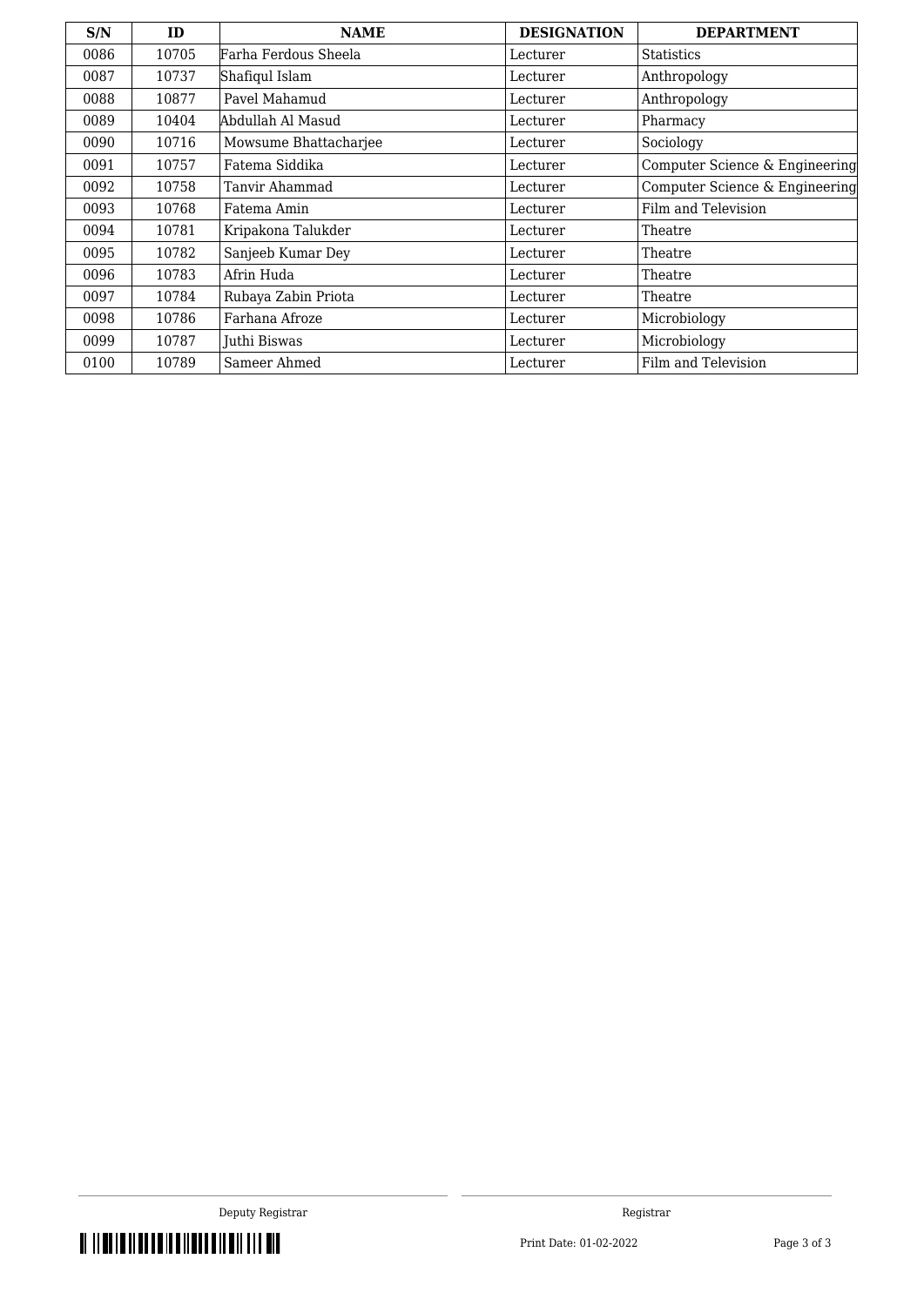| S/N | ID | NAME | DESIGNATION | DEPARTMENT |
|---|---|---|---|---|
| 0086 | 10705 | Farha Ferdous Sheela | Lecturer | Statistics |
| 0087 | 10737 | Shafiqul Islam | Lecturer | Anthropology |
| 0088 | 10877 | Pavel Mahamud | Lecturer | Anthropology |
| 0089 | 10404 | Abdullah Al Masud | Lecturer | Pharmacy |
| 0090 | 10716 | Mowsume Bhattacharjee | Lecturer | Sociology |
| 0091 | 10757 | Fatema Siddika | Lecturer | Computer Science & Engineering |
| 0092 | 10758 | Tanvir Ahammad | Lecturer | Computer Science & Engineering |
| 0093 | 10768 | Fatema Amin | Lecturer | Film and Television |
| 0094 | 10781 | Kripakona Talukder | Lecturer | Theatre |
| 0095 | 10782 | Sanjeeb Kumar Dey | Lecturer | Theatre |
| 0096 | 10783 | Afrin Huda | Lecturer | Theatre |
| 0097 | 10784 | Rubaya Zabin Priota | Lecturer | Theatre |
| 0098 | 10786 | Farhana Afroze | Lecturer | Microbiology |
| 0099 | 10787 | Juthi Biswas | Lecturer | Microbiology |
| 0100 | 10789 | Sameer Ahmed | Lecturer | Film and Television |

Deputy Registrar

Registrar

Print Date: 01-02-2022